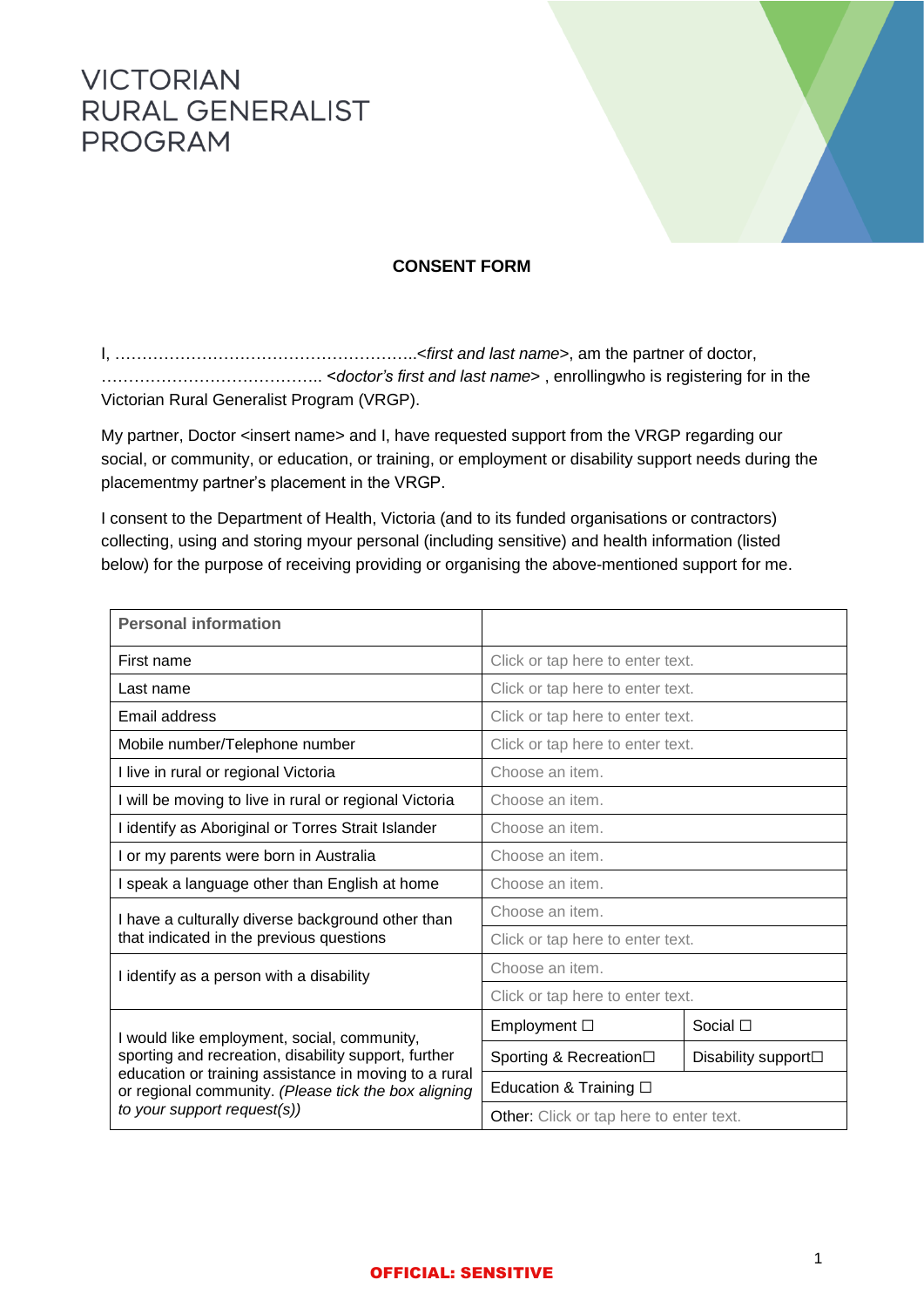# VICTORIAN RURAL GENERALIST PROGRAM

**CONSENT FORM**

I, ………………………………………………..*<first and last name>*, am the partner of doctor, ………………………………….. *<doctor's first and last name>* , enrollingwho is registering for in the Victorian Rural Generalist Program (VRGP).

My partner, Doctor <insert name> and I, have requested support from the VRGP regarding our social, or community, or education, or training, or employment or disability support needs during the placementmy partner's placement in the VRGP.

I consent to the Department of Health, Victoria (and to its funded organisations or contractors) collecting, using and storing myour personal (including sensitive) and health information (listed below) for the purpose of receiving providing or organising the above-mentioned support for me.

| **Personal information** | | |
|---|---|---|
| First name | Click or tap here to enter text. | |
| Last name | Click or tap here to enter text. | |
| Email address | Click or tap here to enter text. | |
| Mobile number/Telephone number | Click or tap here to enter text. | |
| I live in rural or regional Victoria | Choose an item. | |
| I will be moving to live in rural or regional Victoria | Choose an item. | |
| I identify as Aboriginal or Torres Strait Islander | Choose an item. | |
| I or my parents were born in Australia | Choose an item. | |
| I speak a language other than English at home | Choose an item. | |
| I have a culturally diverse background other than that indicated in the previous questions | Choose an item. | |
| | Click or tap here to enter text. | |
| I identify as a person with a disability | Choose an item. | |
| | Click or tap here to enter text. | |
| I would like employment, social, community, sporting and recreation, disability support, further education or training assistance in moving to a rural or regional community. *(Please tick the box aligning to your support request(s))* | Employment ☐ | Social ☐ |
| | Sporting & Recreation☐ | Disability support☐ |
| | Education & Training ☐ | |
| | Other: Click or tap here to enter text. | |

**OFFICIAL: SENSITIVE**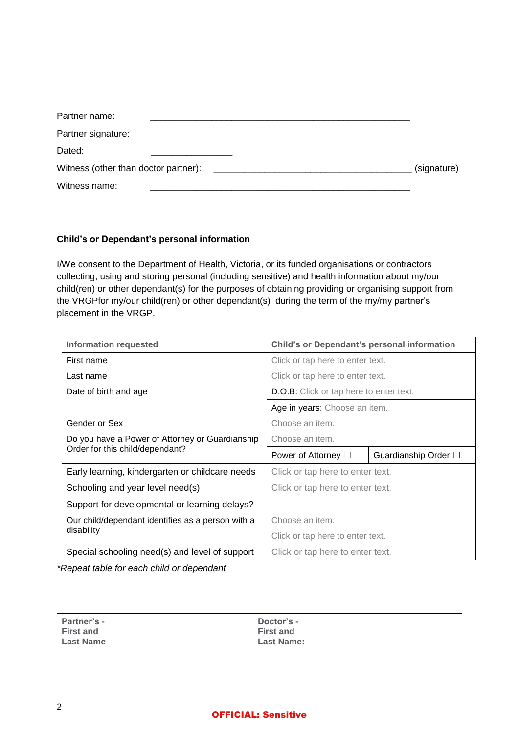Partner name: ______________________________________________

Partner signature: ______________________________________________

Dated: _______________

Witness (other than doctor partner): ____________________________________ (signature)

Witness name: ______________________________________________

**Child's or Dependant's personal information**

I/We consent to the Department of Health, Victoria, or its funded organisations or contractors collecting, using and storing personal (including sensitive) and health information about my/our child(ren) or other dependant(s) for the purposes of obtaining providing or organising support from the VRGPfor my/our child(ren) or other dependant(s) during the term of the my/my partner's placement in the VRGP.

| Information requested | Child's or Dependant's personal information | |
|---|---|---|
| First name | Click or tap here to enter text. | |
| Last name | Click or tap here to enter text. | |
| Date of birth and age | D.O.B: Click or tap here to enter text. | |
| | Age in years: Choose an item. | |
| Gender or Sex | Choose an item. | |
| Do you have a Power of Attorney or Guardianship Order for this child/dependant? | Choose an item. | |
| | Power of Attorney ☐ | Guardianship Order ☐ |
| Early learning, kindergarten or childcare needs | Click or tap here to enter text. | |
| Schooling and year level need(s) | Click or tap here to enter text. | |
| Support for developmental or learning delays? | | |
| Our child/dependant identifies as a person with a disability | Choose an item. | |
| | Click or tap here to enter text. | |
| Special schooling need(s) and level of support | Click or tap here to enter text. | |

*\*Repeat table for each child or dependant*

| Partner's - First and Last Name | | Doctor's - First and Last Name: | |
|---|---|---|---|

OFFICIAL: Sensitive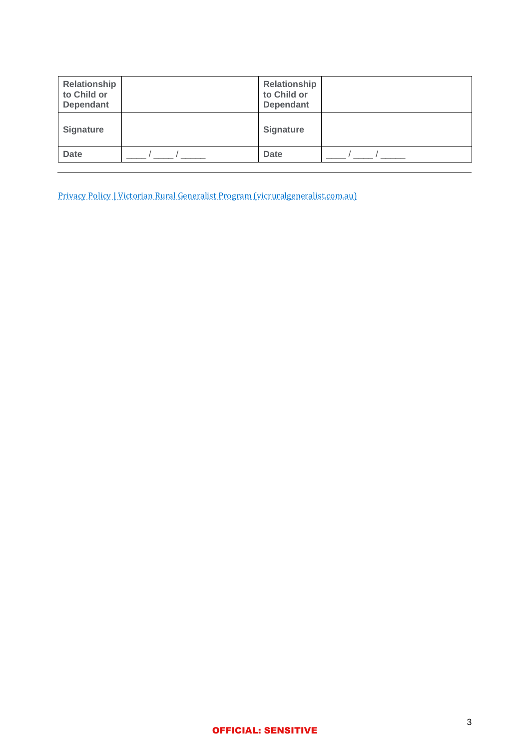| | | | |
|---|---|---|---|
| **Relationship to Child or Dependant** | | **Relationship to Child or Dependant** | |
| **Signature** | | **Signature** | |
| **Date** | ____ / ____ / _____ | **Date** | ____ / ____ / _____ |

---

[Privacy Policy | Victorian Rural Generalist Program (vicruralgeneralist.com.au)](https://vicruralgeneralist.com.au)

**OFFICIAL: SENSITIVE**